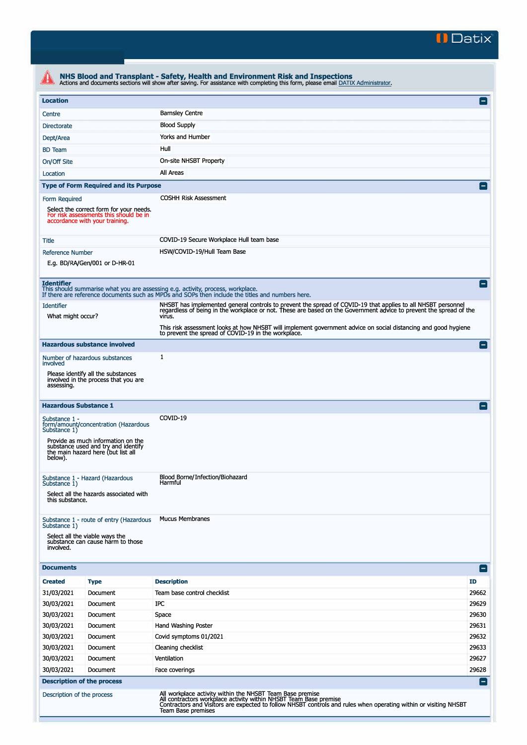Datix

# NHS Blood and Transplant - Safety, Health and Environment Risk and Inspections

Actions and documents sections will show after saving. For assistance with completing this form, please email DATIX Administrator.

## Location

| | |
|---|---|
| Centre | Barnsley Centre |
| Directorate | Blood Supply |
| Dept/Area | Yorks and Humber |
| BD Team | Hull |
| On/Off Site | On-site NHSBT Property |
| Location | All Areas |

## Type of Form Required and its Purpose

| | |
|---|---|
| Form Required<br>Select the correct form for your needs. For risk assessments this should be in accordance with your training. | COSHH Risk Assessment |
| Title | COVID-19 Secure Workplace Hull team base |
| Reference Number<br>E.g. BD/RA/Gen/001 or D-HR-01 | HSW/COVID-19/Hull Team Base |

## Identifier

This should summarise what you are assessing e.g. activity, process, workplace.
If there are reference documents such as MPDs and SOPs then include the titles and numbers here.

| | |
|---|---|
| Identifier<br>What might occur? | NHSBT has implemented general controls to prevent the spread of COVID-19 that applies to all NHSBT personnel regardless of being in the workplace or not. These are based on the Government advice to prevent the spread of the virus.<br><br>This risk assessment looks at how NHSBT will implement government advice on social distancing and good hygiene to prevent the spread of COVID-19 in the workplace. |

## Hazardous substance involved

| | |
|---|---|
| Number of hazardous substances involved<br>Please identify all the substances involved in the process that you are assessing. | 1 |

## Hazardous Substance 1

| | |
|---|---|
| Substance 1 - form/amount/concentration (Hazardous Substance 1)<br>Provide as much information on the substance used and try and identify the main hazard here (but list all below). | COVID-19 |
| Substance 1 - Hazard (Hazardous Substance 1)<br>Select all the hazards associated with this substance. | Blood Borne/Infection/Biohazard<br>Harmful |
| Substance 1 - route of entry (Hazardous Substance 1)<br>Select all the viable ways the substance can cause harm to those involved. | Mucus Membranes |

## Documents

| Created | Type | Description | ID |
|---|---|---|---|
| 31/03/2021 | Document | Team base control checklist | 29662 |
| 30/03/2021 | Document | IPC | 29629 |
| 30/03/2021 | Document | Space | 29630 |
| 30/03/2021 | Document | Hand Washing Poster | 29631 |
| 30/03/2021 | Document | Covid symptoms 01/2021 | 29632 |
| 30/03/2021 | Document | Cleaning checklist | 29633 |
| 30/03/2021 | Document | Ventilation | 29627 |
| 30/03/2021 | Document | Face coverings | 29628 |

## Description of the process

| | |
|---|---|
| Description of the process | All workplace activity within the NHSBT Team Base premise<br>All contractors workplace activity within NHSBT Team Base premise<br>Contractors and Visitors are expected to follow NHSBT controls and rules when operating within or visiting NHSBT Team Base premises |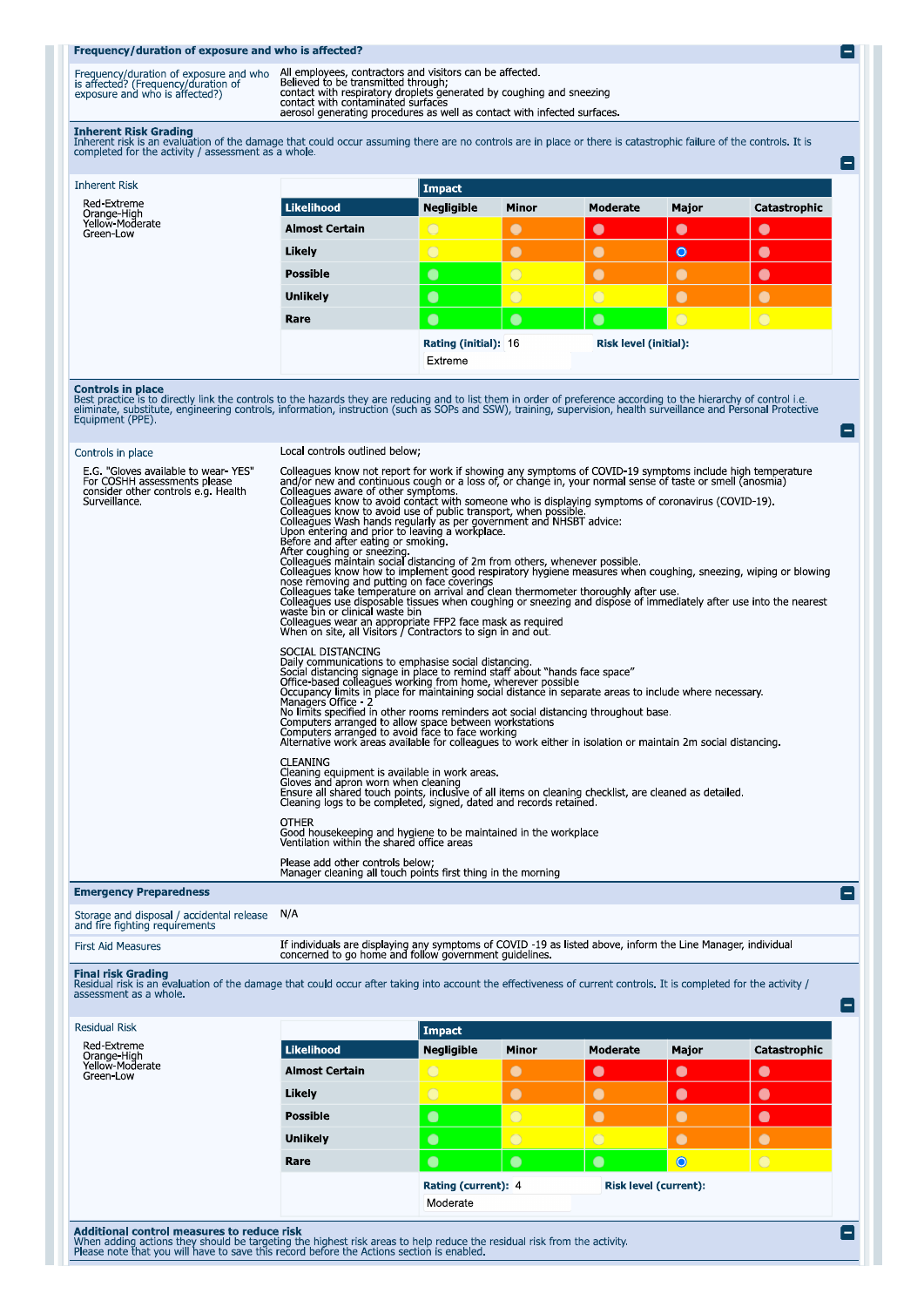## Frequency/duration of exposure and who is affected?

| Frequency/duration of exposure and who is affected? (Frequency/duration of exposure and who is affected?) | All employees, contractors and visitors can be affected.<br>Believed to be transmitted through;<br>contact with respiratory droplets generated by coughing and sneezing<br>contact with contaminated surfaces<br>aerosol generating procedures as well as contact with infected surfaces. |
|---|---|

## Inherent Risk Grading

Inherent risk is an evaluation of the damage that could occur assuming there are no controls are in place or there is catastrophic failure of the controls. It is completed for the activity / assessment as a whole.

**Inherent Risk**

Red-Extreme
Orange-High
Yellow-Moderate
Green-Low

| Likelihood | Negligible | Minor | Moderate | Major | Catastrophic |
|---|---|---|---|---|---|
| **Almost Certain** | ○ | ○ | ○ | ○ | ○ |
| **Likely** | ○ | ○ | ○ | ◉ | ○ |
| **Possible** | ○ | ○ | ○ | ○ | ○ |
| **Unlikely** | ○ | ○ | ○ | ○ | ○ |
| **Rare** | ○ | ○ | ○ | ○ | ○ |

**Rating (initial):** 16 **Risk level (initial):** Extreme

## Controls in place

Best practice is to directly link the controls to the hazards they are reducing and to list them in order of preference according to the hierarchy of control i.e. eliminate, substitute, engineering controls, information, instruction (such as SOPs and SSW), training, supervision, health surveillance and Personal Protective Equipment (PPE).

**Controls in place**

E.G. "Gloves available to wear- YES" For COSHH assessments please consider other controls e.g. Health Surveillance.

Local controls outlined below;

Colleagues know not report for work if showing any symptoms of COVID-19 symptoms include high temperature and/or new and continuous cough or a loss of, or change in, your normal sense of taste or smell (anosmia)
Colleagues aware of other symptoms.
Colleagues know to avoid contact with someone who is displaying symptoms of coronavirus (COVID-19).
Colleagues know to avoid use of public transport, when possible.
Colleagues Wash hands regularly as per government and NHSBT advice:
Upon entering and prior to leaving a workplace.
Before and after eating or smoking.
After coughing or sneezing.
Colleagues maintain social distancing of 2m from others, whenever possible.
Colleagues know how to implement good respiratory hygiene measures when coughing, sneezing, wiping or blowing nose removing and putting on face coverings
Colleagues take temperature on arrival and clean thermometer thoroughly after use.
Colleagues use disposable tissues when coughing or sneezing and dispose of immediately after use into the nearest waste bin or clinical waste bin
Colleagues wear an appropriate FFP2 face mask as required
When on site, all Visitors / Contractors to sign in and out.

SOCIAL DISTANCING
Daily communications to emphasise social distancing.
Social distancing signage in place to remind staff about "hands face space"
Office-based colleagues working from home, wherever possible
Occupancy limits in place for maintaining social distance in separate areas to include where necessary.
Managers Office - 2
No limits specified in other rooms reminders aot social distancing throughout base.
Computers arranged to allow space between workstations
Computers arranged to avoid face to face working
Alternative work areas available for colleagues to work either in isolation or maintain 2m social distancing.

CLEANING
Cleaning equipment is available in work areas.
Gloves and apron worn when cleaning
Ensure all shared touch points, inclusive of all items on cleaning checklist, are cleaned as detailed.
Cleaning logs to be completed, signed, dated and records retained.

OTHER
Good housekeeping and hygiene to be maintained in the workplace
Ventilation within the shared office areas

Please add other controls below;
Manager cleaning all touch points first thing in the morning

## Emergency Preparedness

| Storage and disposal / accidental release and fire fighting requirements | N/A |
|---|---|
| First Aid Measures | If individuals are displaying any symptoms of COVID -19 as listed above, inform the Line Manager, individual concerned to go home and follow government guidelines. |

## Final risk Grading

Residual risk is an evaluation of the damage that could occur after taking into account the effectiveness of current controls. It is completed for the activity / assessment as a whole.

**Residual Risk**

Red-Extreme
Orange-High
Yellow-Moderate
Green-Low

| Likelihood | Negligible | Minor | Moderate | Major | Catastrophic |
|---|---|---|---|---|---|
| **Almost Certain** | ○ | ○ | ○ | ○ | ○ |
| **Likely** | ○ | ○ | ○ | ○ | ○ |
| **Possible** | ○ | ○ | ○ | ○ | ○ |
| **Unlikely** | ○ | ○ | ○ | ○ | ○ |
| **Rare** | ○ | ○ | ○ | ◉ | ○ |

**Rating (current):** 4 **Risk level (current):** Moderate

## Additional control measures to reduce risk

When adding actions they should be targeting the highest risk areas to help reduce the residual risk from the activity.
Please note that you will have to save this record before the Actions section is enabled.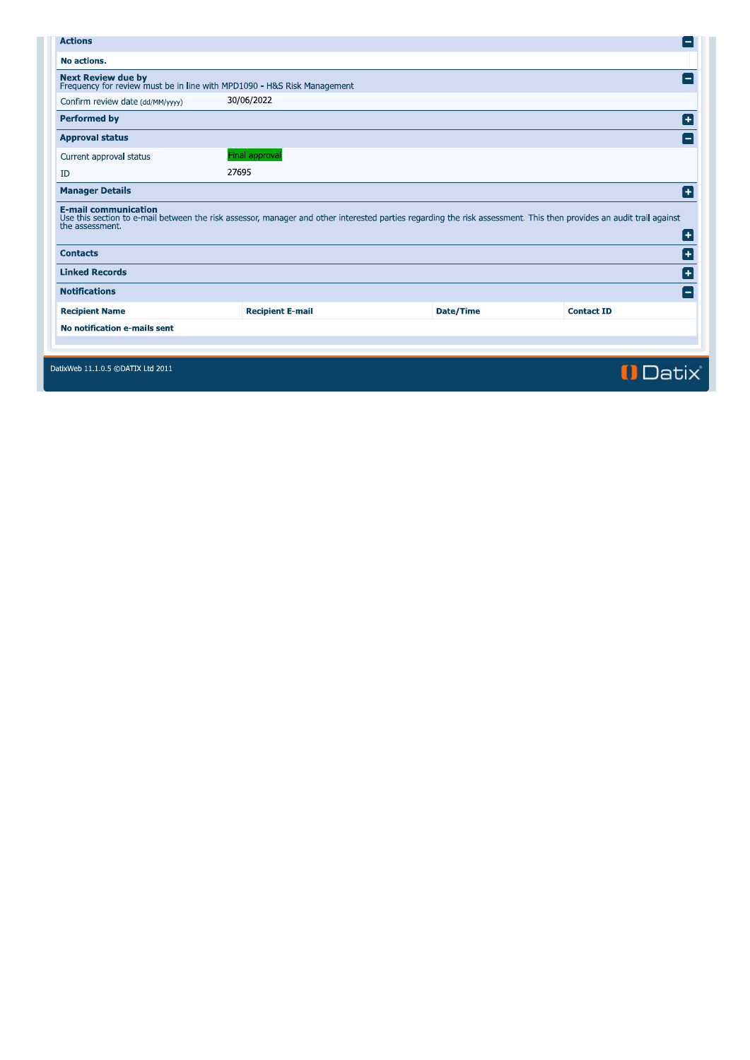### Actions

No actions.

### Next Review due by

Frequency for review must be in line with MPD1090 - H&S Risk Management

| | |
|---|---|
| Confirm review date (dd/MM/yyyy) | 30/06/2022 |

### Performed by

### Approval status

| | |
|---|---|
| Current approval status | Final approval |
| ID | 27695 |

### Manager Details

### E-mail communication

Use this section to e-mail between the risk assessor, manager and other interested parties regarding the risk assessment. This then provides an audit trail against the assessment.

### Contacts

### Linked Records

### Notifications

| Recipient Name | Recipient E-mail | Date/Time | Contact ID |
|---|---|---|---|
| No notification e-mails sent | | | |

DatixWeb 11.1.0.5 ©DATIX Ltd 2011

Datix®